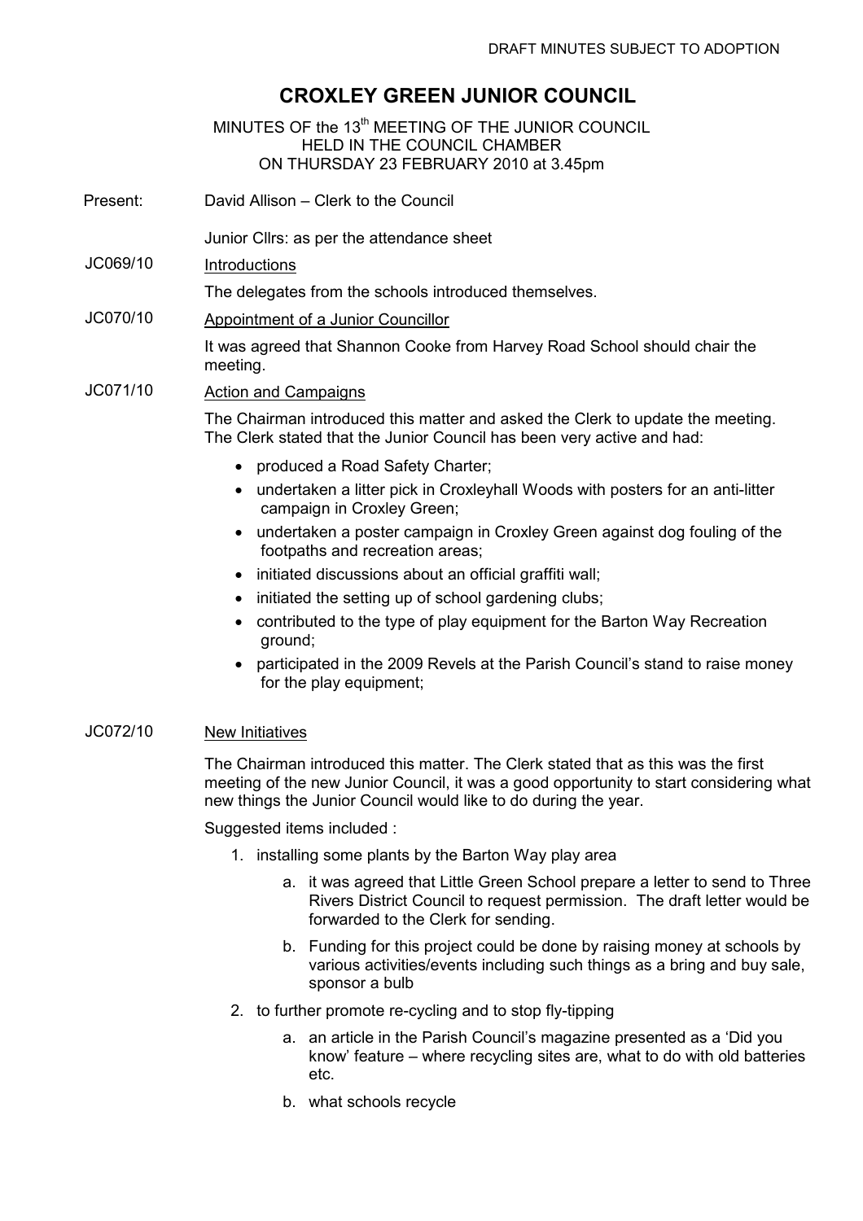DRAFT MINUTES SUBJECT TO ADOPTION

# CROXLEY GREEN JUNIOR COUNCIL

MINUTES OF the 13th MEETING OF THE JUNIOR COUNCIL
HELD IN THE COUNCIL CHAMBER
ON THURSDAY 23 FEBRUARY 2010 at 3.45pm

Present: David Allison – Clerk to the Council

Junior Cllrs: as per the attendance sheet

**JC069/10** Introductions

The delegates from the schools introduced themselves.

**JC070/10** Appointment of a Junior Councillor

It was agreed that Shannon Cooke from Harvey Road School should chair the meeting.

**JC071/10** Action and Campaigns

The Chairman introduced this matter and asked the Clerk to update the meeting. The Clerk stated that the Junior Council has been very active and had:

- produced a Road Safety Charter;
- undertaken a litter pick in Croxleyhall Woods with posters for an anti-litter campaign in Croxley Green;
- undertaken a poster campaign in Croxley Green against dog fouling of the footpaths and recreation areas;
- initiated discussions about an official graffiti wall;
- initiated the setting up of school gardening clubs;
- contributed to the type of play equipment for the Barton Way Recreation ground;
- participated in the 2009 Revels at the Parish Council's stand to raise money for the play equipment;

**JC072/10** New Initiatives

The Chairman introduced this matter. The Clerk stated that as this was the first meeting of the new Junior Council, it was a good opportunity to start considering what new things the Junior Council would like to do during the year.

Suggested items included :

1. installing some plants by the Barton Way play area
   a. it was agreed that Little Green School prepare a letter to send to Three Rivers District Council to request permission. The draft letter would be forwarded to the Clerk for sending.
   b. Funding for this project could be done by raising money at schools by various activities/events including such things as a bring and buy sale, sponsor a bulb
2. to further promote re-cycling and to stop fly-tipping
   a. an article in the Parish Council's magazine presented as a 'Did you know' feature – where recycling sites are, what to do with old batteries etc.
   b. what schools recycle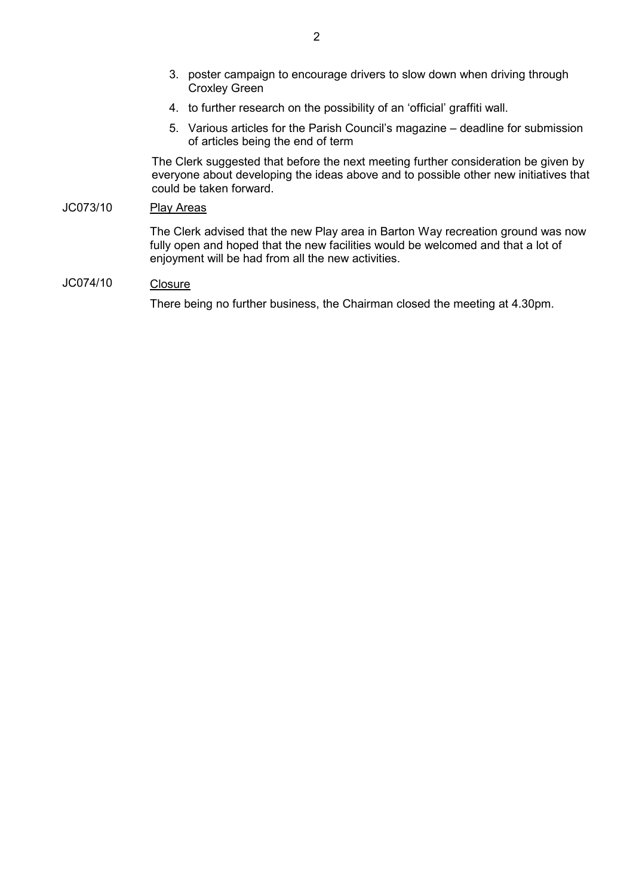3. poster campaign to encourage drivers to slow down when driving through Croxley Green
4. to further research on the possibility of an 'official' graffiti wall.
5. Various articles for the Parish Council's magazine – deadline for submission of articles being the end of term

The Clerk suggested that before the next meeting further consideration be given by everyone about developing the ideas above and to possible other new initiatives that could be taken forward.

JC073/10 Play Areas

The Clerk advised that the new Play area in Barton Way recreation ground was now fully open and hoped that the new facilities would be welcomed and that a lot of enjoyment will be had from all the new activities.

JC074/10 Closure

There being no further business, the Chairman closed the meeting at 4.30pm.